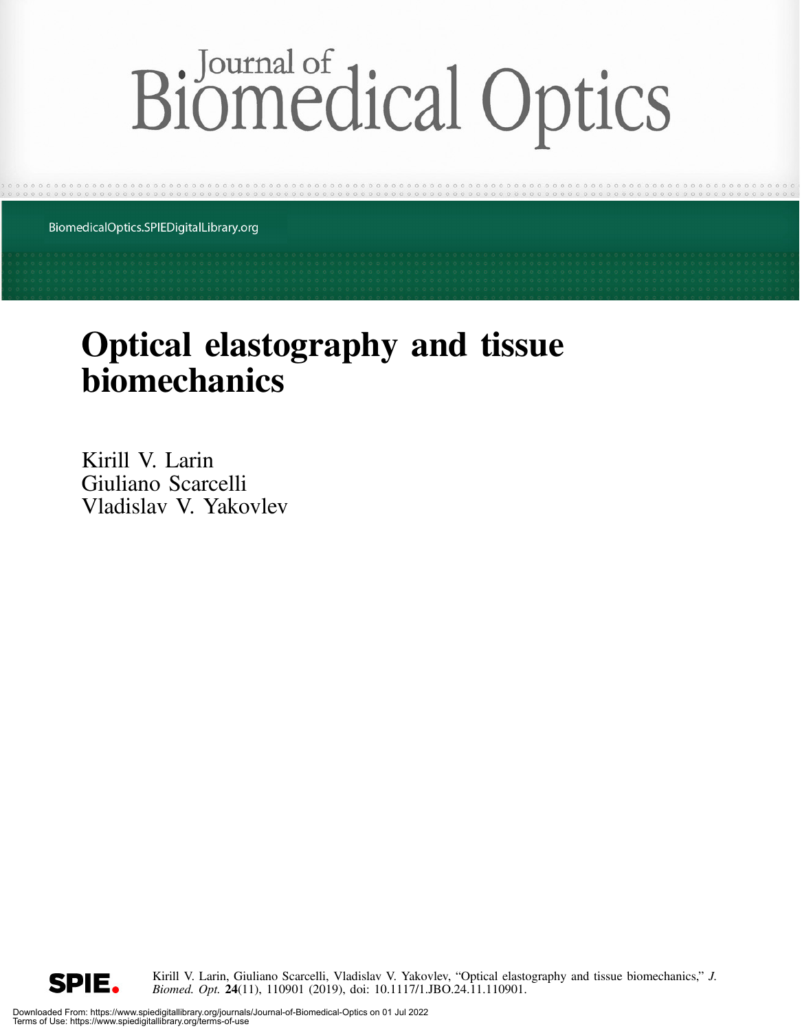# Journal of Biomedical Optics

BiomedicalOptics.SPIEDigitalLibrary.org

# Optical elastography and tissue biomechanics

Kirill V. Larin
Giuliano Scarcelli
Vladislav V. Yakovlev

Kirill V. Larin, Giuliano Scarcelli, Vladislav V. Yakovlev, "Optical elastography and tissue biomechanics," *J. Biomed. Opt.* **24**(11), 110901 (2019), doi: 10.1117/1.JBO.24.11.110901.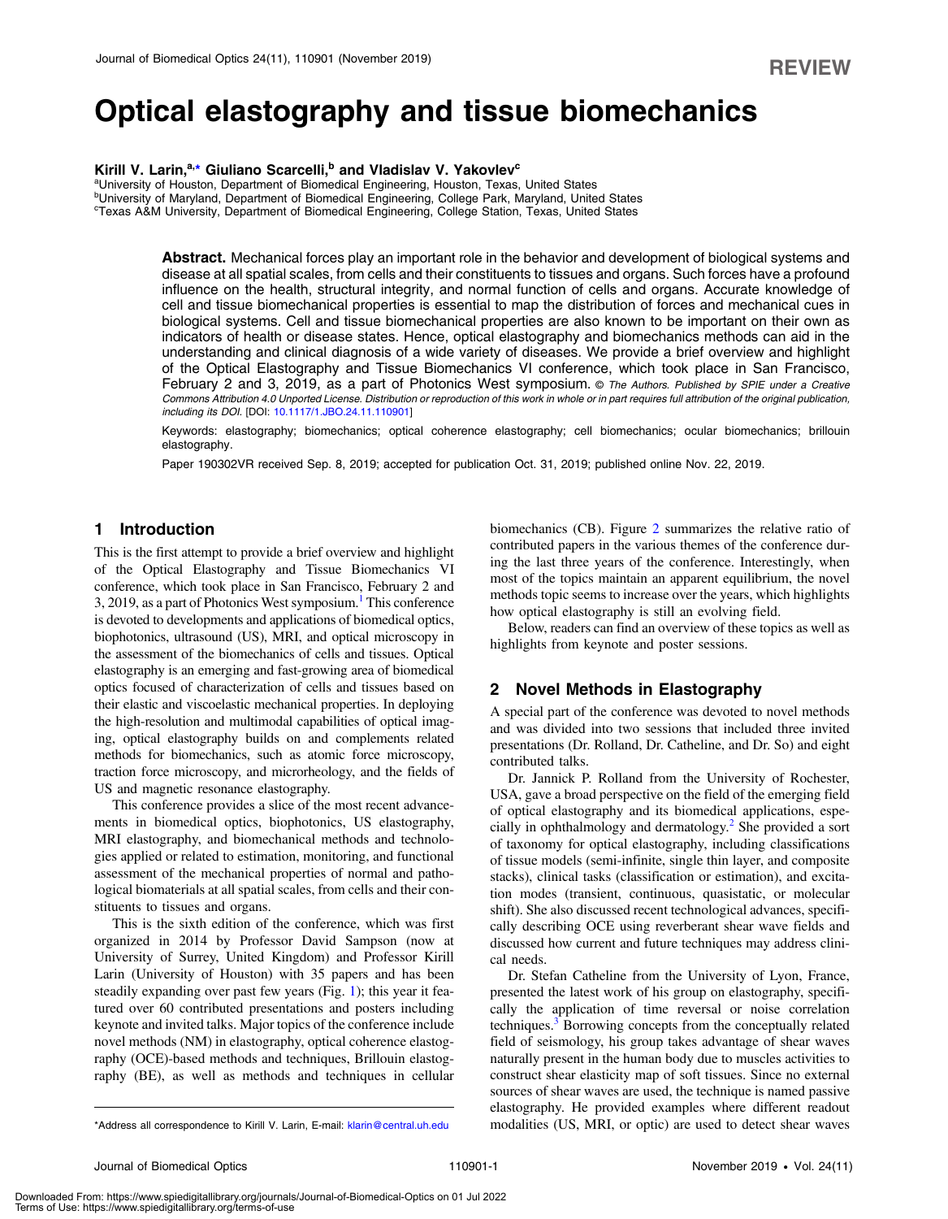REVIEW

# Optical elastography and tissue biomechanics

**Kirill V. Larin,[a,*] Giuliano Scarcelli,[b] and Vladislav V. Yakovlev[c]**

[a]University of Houston, Department of Biomedical Engineering, Houston, Texas, United States
[b]University of Maryland, Department of Biomedical Engineering, College Park, Maryland, United States
[c]Texas A&M University, Department of Biomedical Engineering, College Station, Texas, United States

**Abstract.** Mechanical forces play an important role in the behavior and development of biological systems and disease at all spatial scales, from cells and their constituents to tissues and organs. Such forces have a profound influence on the health, structural integrity, and normal function of cells and organs. Accurate knowledge of cell and tissue biomechanical properties is essential to map the distribution of forces and mechanical cues in biological systems. Cell and tissue biomechanical properties are also known to be important on their own as indicators of health or disease states. Hence, optical elastography and biomechanics methods can aid in the understanding and clinical diagnosis of a wide variety of diseases. We provide a brief overview and highlight of the Optical Elastography and Tissue Biomechanics VI conference, which took place in San Francisco, February 2 and 3, 2019, as a part of Photonics West symposium. *© The Authors. Published by SPIE under a Creative Commons Attribution 4.0 Unported License. Distribution or reproduction of this work in whole or in part requires full attribution of the original publication, including its DOI.* [DOI: 10.1117/1.JBO.24.11.110901]

Keywords: elastography; biomechanics; optical coherence elastography; cell biomechanics; ocular biomechanics; brillouin elastography.

Paper 190302VR received Sep. 8, 2019; accepted for publication Oct. 31, 2019; published online Nov. 22, 2019.

## 1 Introduction

This is the first attempt to provide a brief overview and highlight of the Optical Elastography and Tissue Biomechanics VI conference, which took place in San Francisco, February 2 and 3, 2019, as a part of Photonics West symposium.[1] This conference is devoted to developments and applications of biomedical optics, biophotonics, ultrasound (US), MRI, and optical microscopy in the assessment of the biomechanics of cells and tissues. Optical elastography is an emerging and fast-growing area of biomedical optics focused of characterization of cells and tissues based on their elastic and viscoelastic mechanical properties. In deploying the high-resolution and multimodal capabilities of optical imaging, optical elastography builds on and complements related methods for biomechanics, such as atomic force microscopy, traction force microscopy, and microrheology, and the fields of US and magnetic resonance elastography.

This conference provides a slice of the most recent advancements in biomedical optics, biophotonics, US elastography, MRI elastography, and biomechanical methods and technologies applied or related to estimation, monitoring, and functional assessment of the mechanical properties of normal and pathological biomaterials at all spatial scales, from cells and their constituents to tissues and organs.

This is the sixth edition of the conference, which was first organized in 2014 by Professor David Sampson (now at University of Surrey, United Kingdom) and Professor Kirill Larin (University of Houston) with 35 papers and has been steadily expanding over past few years (Fig. 1); this year it featured over 60 contributed presentations and posters including keynote and invited talks. Major topics of the conference include novel methods (NM) in elastography, optical coherence elastography (OCE)-based methods and techniques, Brillouin elastography (BE), as well as methods and techniques in cellular biomechanics (CB). Figure 2 summarizes the relative ratio of contributed papers in the various themes of the conference during the last three years of the conference. Interestingly, when most of the topics maintain an apparent equilibrium, the novel methods topic seems to increase over the years, which highlights how optical elastography is still an evolving field.

Below, readers can find an overview of these topics as well as highlights from keynote and poster sessions.

## 2 Novel Methods in Elastography

A special part of the conference was devoted to novel methods and was divided into two sessions that included three invited presentations (Dr. Rolland, Dr. Catheline, and Dr. So) and eight contributed talks.

Dr. Jannick P. Rolland from the University of Rochester, USA, gave a broad perspective on the field of the emerging field of optical elastography and its biomedical applications, especially in ophthalmology and dermatology.[2] She provided a sort of taxonomy for optical elastography, including classifications of tissue models (semi-infinite, single thin layer, and composite stacks), clinical tasks (classification or estimation), and excitation modes (transient, continuous, quasistatic, or molecular shift). She also discussed recent technological advances, specifically describing OCE using reverberant shear wave fields and discussed how current and future techniques may address clinical needs.

Dr. Stefan Catheline from the University of Lyon, France, presented the latest work of his group on elastography, specifically the application of time reversal or noise correlation techniques.[3] Borrowing concepts from the conceptually related field of seismology, his group takes advantage of shear waves naturally present in the human body due to muscles activities to construct shear elasticity map of soft tissues. Since no external sources of shear waves are used, the technique is named passive elastography. He provided examples where different readout modalities (US, MRI, or optic) are used to detect shear waves

*Address all correspondence to Kirill V. Larin, E-mail: klarin@central.uh.edu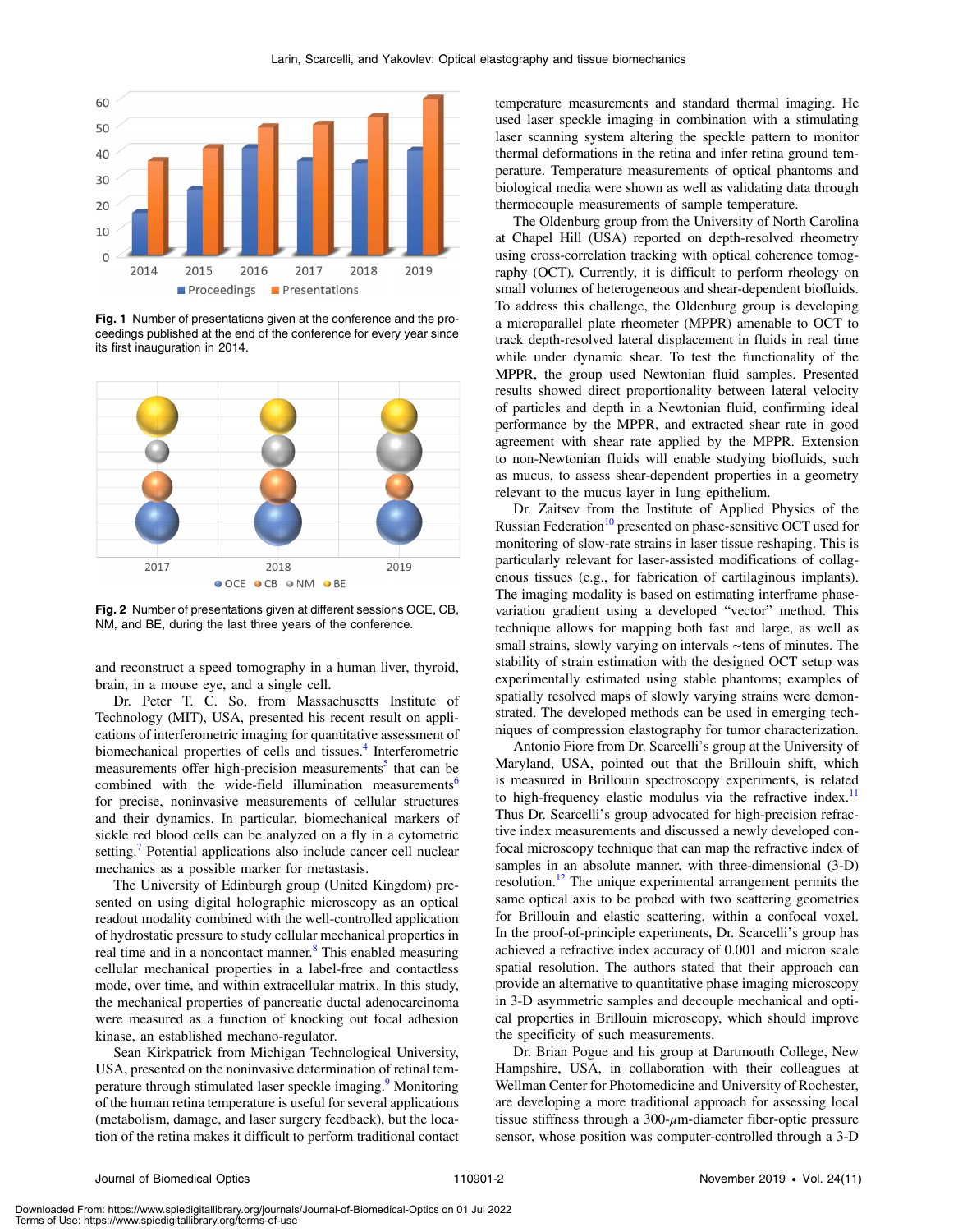Fig. 1 Number of presentations given at the conference and the proceedings published at the end of the conference for every year since its first inauguration in 2014.

Fig. 2 Number of presentations given at different sessions OCE, CB, NM, and BE, during the last three years of the conference.

and reconstruct a speed tomography in a human liver, thyroid, brain, in a mouse eye, and a single cell.

Dr. Peter T. C. So, from Massachusetts Institute of Technology (MIT), USA, presented his recent result on applications of interferometric imaging for quantitative assessment of biomechanical properties of cells and tissues.[4] Interferometric measurements offer high-precision measurements[5] that can be combined with the wide-field illumination measurements[6] for precise, noninvasive measurements of cellular structures and their dynamics. In particular, biomechanical markers of sickle red blood cells can be analyzed on a fly in a cytometric setting.[7] Potential applications also include cancer cell nuclear mechanics as a possible marker for metastasis.

The University of Edinburgh group (United Kingdom) presented on using digital holographic microscopy as an optical readout modality combined with the well-controlled application of hydrostatic pressure to study cellular mechanical properties in real time and in a noncontact manner.[8] This enabled measuring cellular mechanical properties in a label-free and contactless mode, over time, and within extracellular matrix. In this study, the mechanical properties of pancreatic ductal adenocarcinoma were measured as a function of knocking out focal adhesion kinase, an established mechano-regulator.

Sean Kirkpatrick from Michigan Technological University, USA, presented on the noninvasive determination of retinal temperature through stimulated laser speckle imaging.[9] Monitoring of the human retina temperature is useful for several applications (metabolism, damage, and laser surgery feedback), but the location of the retina makes it difficult to perform traditional contact temperature measurements and standard thermal imaging. He used laser speckle imaging in combination with a stimulating laser scanning system altering the speckle pattern to monitor thermal deformations in the retina and infer retina ground temperature. Temperature measurements of optical phantoms and biological media were shown as well as validating data through thermocouple measurements of sample temperature.

The Oldenburg group from the University of North Carolina at Chapel Hill (USA) reported on depth-resolved rheometry using cross-correlation tracking with optical coherence tomography (OCT). Currently, it is difficult to perform rheology on small volumes of heterogeneous and shear-dependent biofluids. To address this challenge, the Oldenburg group is developing a microparallel plate rheometer (MPPR) amenable to OCT to track depth-resolved lateral displacement in fluids in real time while under dynamic shear. To test the functionality of the MPPR, the group used Newtonian fluid samples. Presented results showed direct proportionality between lateral velocity of particles and depth in a Newtonian fluid, confirming ideal performance by the MPPR, and extracted shear rate in good agreement with shear rate applied by the MPPR. Extension to non-Newtonian fluids will enable studying biofluids, such as mucus, to assess shear-dependent properties in a geometry relevant to the mucus layer in lung epithelium.

Dr. Zaitsev from the Institute of Applied Physics of the Russian Federation[10] presented on phase-sensitive OCT used for monitoring of slow-rate strains in laser tissue reshaping. This is particularly relevant for laser-assisted modifications of collagenous tissues (e.g., for fabrication of cartilaginous implants). The imaging modality is based on estimating interframe phase-variation gradient using a developed "vector" method. This technique allows for mapping both fast and large, as well as small strains, slowly varying on intervals ~tens of minutes. The stability of strain estimation with the designed OCT setup was experimentally estimated using stable phantoms; examples of spatially resolved maps of slowly varying strains were demonstrated. The developed methods can be used in emerging techniques of compression elastography for tumor characterization.

Antonio Fiore from Dr. Scarcelli's group at the University of Maryland, USA, pointed out that the Brillouin shift, which is measured in Brillouin spectroscopy experiments, is related to high-frequency elastic modulus via the refractive index.[11] Thus Dr. Scarcelli's group advocated for high-precision refractive index measurements and discussed a newly developed confocal microscopy technique that can map the refractive index of samples in an absolute manner, with three-dimensional (3-D) resolution.[12] The unique experimental arrangement permits the same optical axis to be probed with two scattering geometries for Brillouin and elastic scattering, within a confocal voxel. In the proof-of-principle experiments, Dr. Scarcelli's group has achieved a refractive index accuracy of 0.001 and micron scale spatial resolution. The authors stated that their approach can provide an alternative to quantitative phase imaging microscopy in 3-D asymmetric samples and decouple mechanical and optical properties in Brillouin microscopy, which should improve the specificity of such measurements.

Dr. Brian Pogue and his group at Dartmouth College, New Hampshire, USA, in collaboration with their colleagues at Wellman Center for Photomedicine and University of Rochester, are developing a more traditional approach for assessing local tissue stiffness through a 300-$\mu$m-diameter fiber-optic pressure sensor, whose position was computer-controlled through a 3-D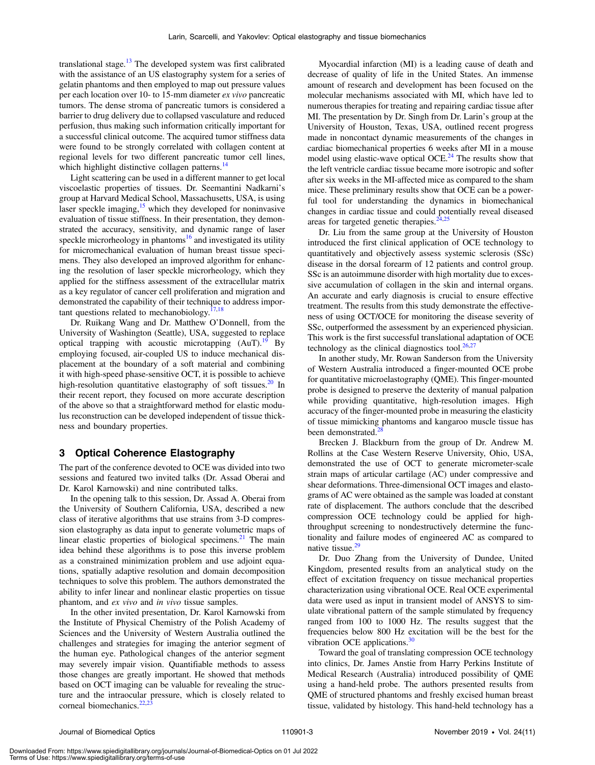translational stage.[13] The developed system was first calibrated with the assistance of an US elastography system for a series of gelatin phantoms and then employed to map out pressure values per each location over 10- to 15-mm diameter *ex vivo* pancreatic tumors. The dense stroma of pancreatic tumors is considered a barrier to drug delivery due to collapsed vasculature and reduced perfusion, thus making such information critically important for a successful clinical outcome. The acquired tumor stiffness data were found to be strongly correlated with collagen content at regional levels for two different pancreatic tumor cell lines, which highlight distinctive collagen patterns.[14]

Light scattering can be used in a different manner to get local viscoelastic properties of tissues. Dr. Seemantini Nadkarni's group at Harvard Medical School, Massachusetts, USA, is using laser speckle imaging,[15] which they developed for noninvasive evaluation of tissue stiffness. In their presentation, they demonstrated the accuracy, sensitivity, and dynamic range of laser speckle microrheology in phantoms[16] and investigated its utility for micromechanical evaluation of human breast tissue specimens. They also developed an improved algorithm for enhancing the resolution of laser speckle microrheology, which they applied for the stiffness assessment of the extracellular matrix as a key regulator of cancer cell proliferation and migration and demonstrated the capability of their technique to address important questions related to mechanobiology.[17,18]

Dr. Ruikang Wang and Dr. Matthew O'Donnell, from the University of Washington (Seattle), USA, suggested to replace optical trapping with acoustic microtapping (AuT).[19] By employing focused, air-coupled US to induce mechanical displacement at the boundary of a soft material and combining it with high-speed phase-sensitive OCT, it is possible to achieve high-resolution quantitative elastography of soft tissues.[20] In their recent report, they focused on more accurate description of the above so that a straightforward method for elastic modulus reconstruction can be developed independent of tissue thickness and boundary properties.

## 3 Optical Coherence Elastography

The part of the conference devoted to OCE was divided into two sessions and featured two invited talks (Dr. Assad Oberai and Dr. Karol Karnowski) and nine contributed talks.

In the opening talk to this session, Dr. Assad A. Oberai from the University of Southern California, USA, described a new class of iterative algorithms that use strains from 3-D compression elastography as data input to generate volumetric maps of linear elastic properties of biological specimens.[21] The main idea behind these algorithms is to pose this inverse problem as a constrained minimization problem and use adjoint equations, spatially adaptive resolution and domain decomposition techniques to solve this problem. The authors demonstrated the ability to infer linear and nonlinear elastic properties on tissue phantom, and *ex vivo* and *in vivo* tissue samples.

In the other invited presentation, Dr. Karol Karnowski from the Institute of Physical Chemistry of the Polish Academy of Sciences and the University of Western Australia outlined the challenges and strategies for imaging the anterior segment of the human eye. Pathological changes of the anterior segment may severely impair vision. Quantifiable methods to assess those changes are greatly important. He showed that methods based on OCT imaging can be valuable for revealing the structure and the intraocular pressure, which is closely related to corneal biomechanics.[22,23]

Myocardial infarction (MI) is a leading cause of death and decrease of quality of life in the United States. An immense amount of research and development has been focused on the molecular mechanisms associated with MI, which have led to numerous therapies for treating and repairing cardiac tissue after MI. The presentation by Dr. Singh from Dr. Larin's group at the University of Houston, Texas, USA, outlined recent progress made in noncontact dynamic measurements of the changes in cardiac biomechanical properties 6 weeks after MI in a mouse model using elastic-wave optical OCE.[24] The results show that the left ventricle cardiac tissue became more isotropic and softer after six weeks in the MI-affected mice as compared to the sham mice. These preliminary results show that OCE can be a powerful tool for understanding the dynamics in biomechanical changes in cardiac tissue and could potentially reveal diseased areas for targeted genetic therapies.[24,25]

Dr. Liu from the same group at the University of Houston introduced the first clinical application of OCE technology to quantitatively and objectively assess systemic sclerosis (SSc) disease in the dorsal forearm of 12 patients and control group. SSc is an autoimmune disorder with high mortality due to excessive accumulation of collagen in the skin and internal organs. An accurate and early diagnosis is crucial to ensure effective treatment. The results from this study demonstrate the effectiveness of using OCT/OCE for monitoring the disease severity of SSc, outperformed the assessment by an experienced physician. This work is the first successful translational adaptation of OCE technology as the clinical diagnostics tool.[26,27]

In another study, Mr. Rowan Sanderson from the University of Western Australia introduced a finger-mounted OCE probe for quantitative microelastography (QME). This finger-mounted probe is designed to preserve the dexterity of manual palpation while providing quantitative, high-resolution images. High accuracy of the finger-mounted probe in measuring the elasticity of tissue mimicking phantoms and kangaroo muscle tissue has been demonstrated.[28]

Brecken J. Blackburn from the group of Dr. Andrew M. Rollins at the Case Western Reserve University, Ohio, USA, demonstrated the use of OCT to generate micrometer-scale strain maps of articular cartilage (AC) under compressive and shear deformations. Three-dimensional OCT images and elastograms of AC were obtained as the sample was loaded at constant rate of displacement. The authors conclude that the described compression OCE technology could be applied for high-throughput screening to nondestructively determine the functionality and failure modes of engineered AC as compared to native tissue.[29]

Dr. Duo Zhang from the University of Dundee, United Kingdom, presented results from an analytical study on the effect of excitation frequency on tissue mechanical properties characterization using vibrational OCE. Real OCE experimental data were used as input in transient model of ANSYS to simulate vibrational pattern of the sample stimulated by frequency ranged from 100 to 1000 Hz. The results suggest that the frequencies below 800 Hz excitation will be the best for the vibration OCE applications.[30]

Toward the goal of translating compression OCE technology into clinics, Dr. James Anstie from Harry Perkins Institute of Medical Research (Australia) introduced possibility of QME using a hand-held probe. The authors presented results from QME of structured phantoms and freshly excised human breast tissue, validated by histology. This hand-held technology has a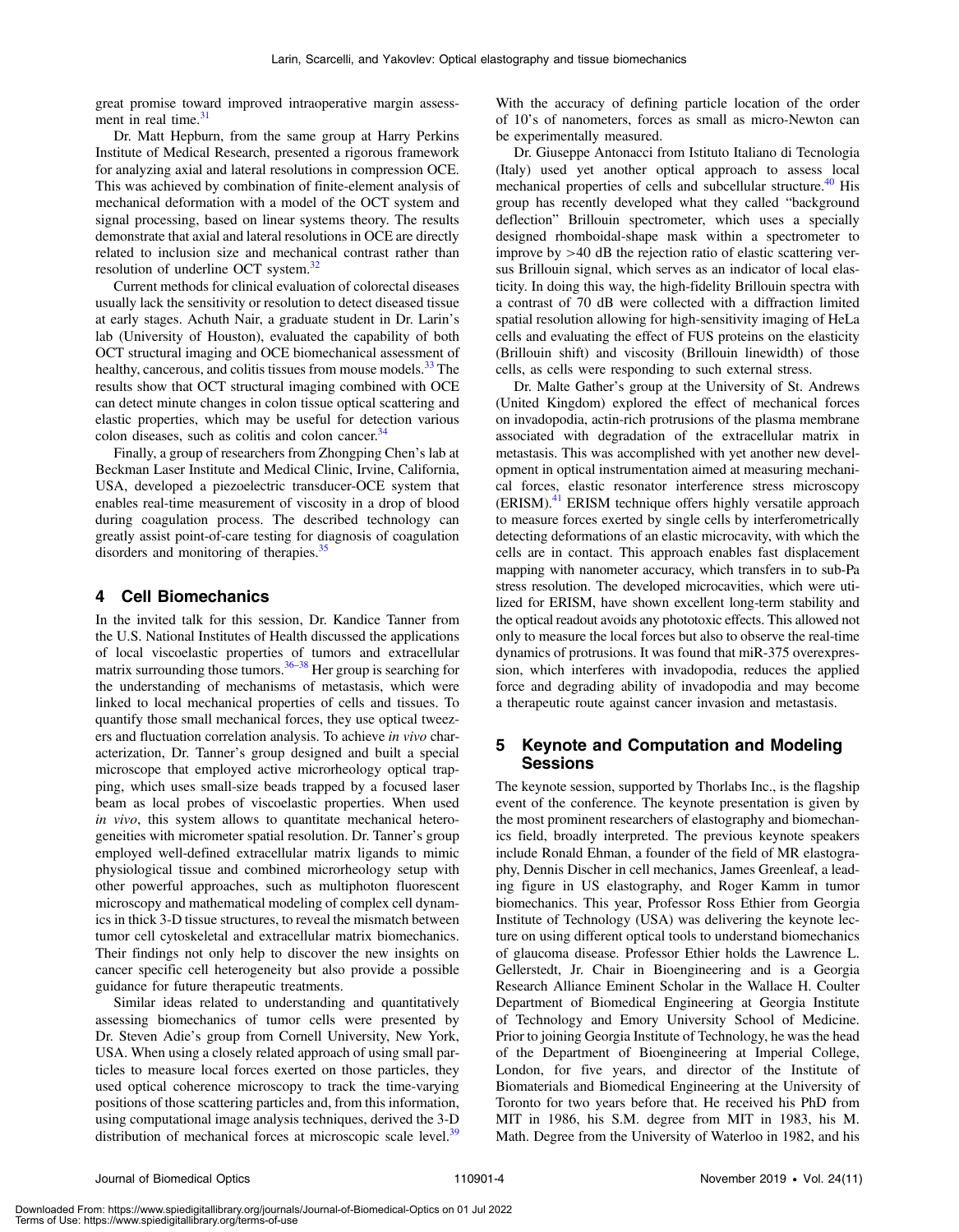great promise toward improved intraoperative margin assessment in real time.[31]

Dr. Matt Hepburn, from the same group at Harry Perkins Institute of Medical Research, presented a rigorous framework for analyzing axial and lateral resolutions in compression OCE. This was achieved by combination of finite-element analysis of mechanical deformation with a model of the OCT system and signal processing, based on linear systems theory. The results demonstrate that axial and lateral resolutions in OCE are directly related to inclusion size and mechanical contrast rather than resolution of underline OCT system.[32]

Current methods for clinical evaluation of colorectal diseases usually lack the sensitivity or resolution to detect diseased tissue at early stages. Achuth Nair, a graduate student in Dr. Larin's lab (University of Houston), evaluated the capability of both OCT structural imaging and OCE biomechanical assessment of healthy, cancerous, and colitis tissues from mouse models.[33] The results show that OCT structural imaging combined with OCE can detect minute changes in colon tissue optical scattering and elastic properties, which may be useful for detection various colon diseases, such as colitis and colon cancer.[34]

Finally, a group of researchers from Zhongping Chen's lab at Beckman Laser Institute and Medical Clinic, Irvine, California, USA, developed a piezoelectric transducer-OCE system that enables real-time measurement of viscosity in a drop of blood during coagulation process. The described technology can greatly assist point-of-care testing for diagnosis of coagulation disorders and monitoring of therapies.[35]

## 4 Cell Biomechanics

In the invited talk for this session, Dr. Kandice Tanner from the U.S. National Institutes of Health discussed the applications of local viscoelastic properties of tumors and extracellular matrix surrounding those tumors.[36–38] Her group is searching for the understanding of mechanisms of metastasis, which were linked to local mechanical properties of cells and tissues. To quantify those small mechanical forces, they use optical tweezers and fluctuation correlation analysis. To achieve *in vivo* characterization, Dr. Tanner's group designed and built a special microscope that employed active microrheology optical trapping, which uses small-size beads trapped by a focused laser beam as local probes of viscoelastic properties. When used *in vivo*, this system allows to quantitate mechanical heterogeneities with micrometer spatial resolution. Dr. Tanner's group employed well-defined extracellular matrix ligands to mimic physiological tissue and combined microrheology setup with other powerful approaches, such as multiphoton fluorescent microscopy and mathematical modeling of complex cell dynamics in thick 3-D tissue structures, to reveal the mismatch between tumor cell cytoskeletal and extracellular matrix biomechanics. Their findings not only help to discover the new insights on cancer specific cell heterogeneity but also provide a possible guidance for future therapeutic treatments.

Similar ideas related to understanding and quantitatively assessing biomechanics of tumor cells were presented by Dr. Steven Adie's group from Cornell University, New York, USA. When using a closely related approach of using small particles to measure local forces exerted on those particles, they used optical coherence microscopy to track the time-varying positions of those scattering particles and, from this information, using computational image analysis techniques, derived the 3-D distribution of mechanical forces at microscopic scale level.[39] With the accuracy of defining particle location of the order of 10's of nanometers, forces as small as micro-Newton can be experimentally measured.

Dr. Giuseppe Antonacci from Istituto Italiano di Tecnologia (Italy) used yet another optical approach to assess local mechanical properties of cells and subcellular structure.[40] His group has recently developed what they called "background deflection" Brillouin spectrometer, which uses a specially designed rhomboidal-shape mask within a spectrometer to improve by >40 dB the rejection ratio of elastic scattering versus Brillouin signal, which serves as an indicator of local elasticity. In doing this way, the high-fidelity Brillouin spectra with a contrast of 70 dB were collected with a diffraction limited spatial resolution allowing for high-sensitivity imaging of HeLa cells and evaluating the effect of FUS proteins on the elasticity (Brillouin shift) and viscosity (Brillouin linewidth) of those cells, as cells were responding to such external stress.

Dr. Malte Gather's group at the University of St. Andrews (United Kingdom) explored the effect of mechanical forces on invadopodia, actin-rich protrusions of the plasma membrane associated with degradation of the extracellular matrix in metastasis. This was accomplished with yet another new development in optical instrumentation aimed at measuring mechanical forces, elastic resonator interference stress microscopy (ERISM).[41] ERISM technique offers highly versatile approach to measure forces exerted by single cells by interferometrically detecting deformations of an elastic microcavity, with which the cells are in contact. This approach enables fast displacement mapping with nanometer accuracy, which transfers in to sub-Pa stress resolution. The developed microcavities, which were utilized for ERISM, have shown excellent long-term stability and the optical readout avoids any phototoxic effects. This allowed not only to measure the local forces but also to observe the real-time dynamics of protrusions. It was found that miR-375 overexpression, which interferes with invadopodia, reduces the applied force and degrading ability of invadopodia and may become a therapeutic route against cancer invasion and metastasis.

## 5 Keynote and Computation and Modeling Sessions

The keynote session, supported by Thorlabs Inc., is the flagship event of the conference. The keynote presentation is given by the most prominent researchers of elastography and biomechanics field, broadly interpreted. The previous keynote speakers include Ronald Ehman, a founder of the field of MR elastography, Dennis Discher in cell mechanics, James Greenleaf, a leading figure in US elastography, and Roger Kamm in tumor biomechanics. This year, Professor Ross Ethier from Georgia Institute of Technology (USA) was delivering the keynote lecture on using different optical tools to understand biomechanics of glaucoma disease. Professor Ethier holds the Lawrence L. Gellerstedt, Jr. Chair in Bioengineering and is a Georgia Research Alliance Eminent Scholar in the Wallace H. Coulter Department of Biomedical Engineering at Georgia Institute of Technology and Emory University School of Medicine. Prior to joining Georgia Institute of Technology, he was the head of the Department of Bioengineering at Imperial College, London, for five years, and director of the Institute of Biomaterials and Biomedical Engineering at the University of Toronto for two years before that. He received his PhD from MIT in 1986, his S.M. degree from MIT in 1983, his M. Math. Degree from the University of Waterloo in 1982, and his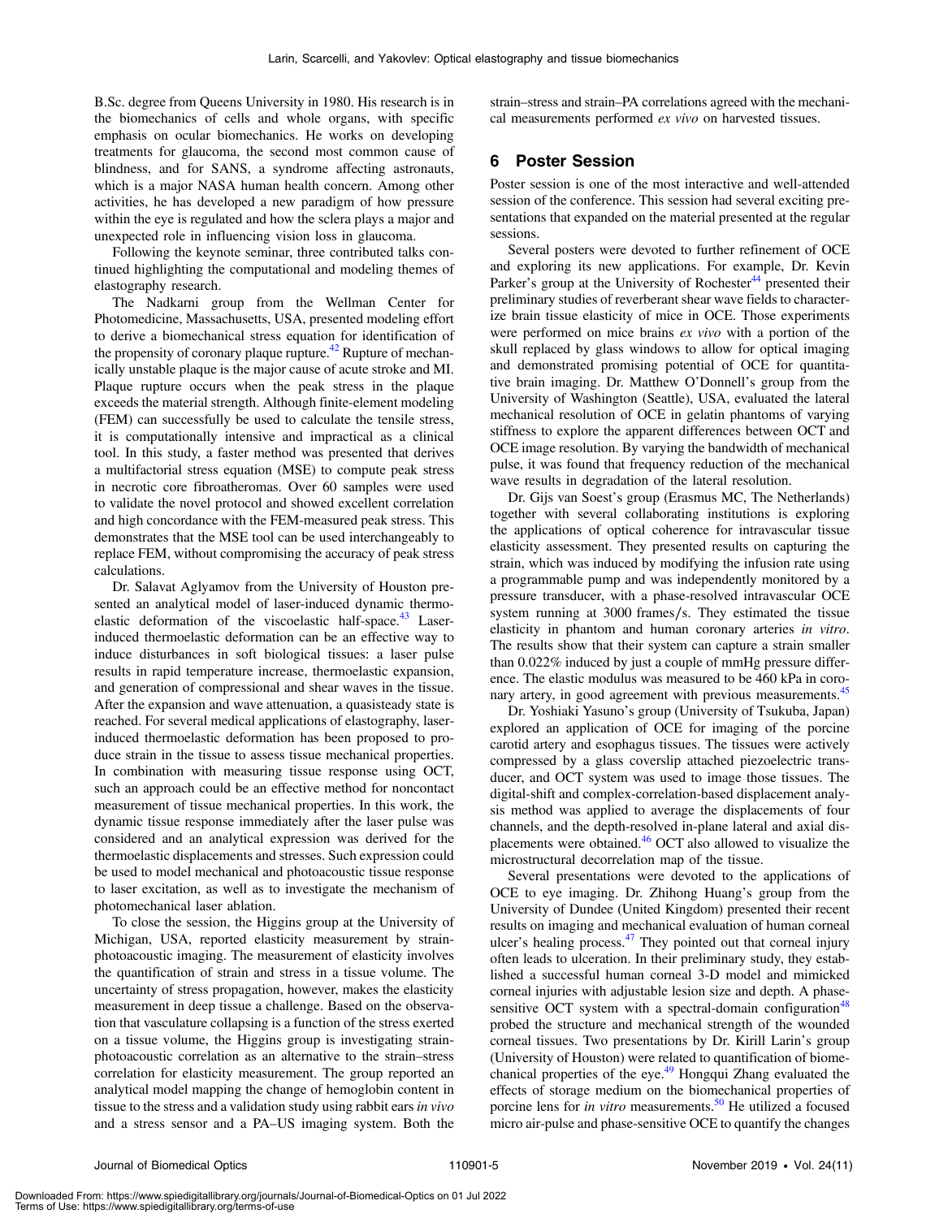B.Sc. degree from Queens University in 1980. His research is in the biomechanics of cells and whole organs, with specific emphasis on ocular biomechanics. He works on developing treatments for glaucoma, the second most common cause of blindness, and for SANS, a syndrome affecting astronauts, which is a major NASA human health concern. Among other activities, he has developed a new paradigm of how pressure within the eye is regulated and how the sclera plays a major and unexpected role in influencing vision loss in glaucoma.

Following the keynote seminar, three contributed talks continued highlighting the computational and modeling themes of elastography research.

The Nadkarni group from the Wellman Center for Photomedicine, Massachusetts, USA, presented modeling effort to derive a biomechanical stress equation for identification of the propensity of coronary plaque rupture.[42] Rupture of mechanically unstable plaque is the major cause of acute stroke and MI. Plaque rupture occurs when the peak stress in the plaque exceeds the material strength. Although finite-element modeling (FEM) can successfully be used to calculate the tensile stress, it is computationally intensive and impractical as a clinical tool. In this study, a faster method was presented that derives a multifactorial stress equation (MSE) to compute peak stress in necrotic core fibroatheromas. Over 60 samples were used to validate the novel protocol and showed excellent correlation and high concordance with the FEM-measured peak stress. This demonstrates that the MSE tool can be used interchangeably to replace FEM, without compromising the accuracy of peak stress calculations.

Dr. Salavat Aglyamov from the University of Houston presented an analytical model of laser-induced dynamic thermoelastic deformation of the viscoelastic half-space.[43] Laser-induced thermoelastic deformation can be an effective way to induce disturbances in soft biological tissues: a laser pulse results in rapid temperature increase, thermoelastic expansion, and generation of compressional and shear waves in the tissue. After the expansion and wave attenuation, a quasisteady state is reached. For several medical applications of elastography, laser-induced thermoelastic deformation has been proposed to produce strain in the tissue to assess tissue mechanical properties. In combination with measuring tissue response using OCT, such an approach could be an effective method for noncontact measurement of tissue mechanical properties. In this work, the dynamic tissue response immediately after the laser pulse was considered and an analytical expression was derived for the thermoelastic displacements and stresses. Such expression could be used to model mechanical and photoacoustic tissue response to laser excitation, as well as to investigate the mechanism of photomechanical laser ablation.

To close the session, the Higgins group at the University of Michigan, USA, reported elasticity measurement by strain-photoacoustic imaging. The measurement of elasticity involves the quantification of strain and stress in a tissue volume. The uncertainty of stress propagation, however, makes the elasticity measurement in deep tissue a challenge. Based on the observation that vasculature collapsing is a function of the stress exerted on a tissue volume, the Higgins group is investigating strain-photoacoustic correlation as an alternative to the strain–stress correlation for elasticity measurement. The group reported an analytical model mapping the change of hemoglobin content in tissue to the stress and a validation study using rabbit ears *in vivo* and a stress sensor and a PA–US imaging system. Both the strain–stress and strain–PA correlations agreed with the mechanical measurements performed *ex vivo* on harvested tissues.

## 6 Poster Session

Poster session is one of the most interactive and well-attended session of the conference. This session had several exciting presentations that expanded on the material presented at the regular sessions.

Several posters were devoted to further refinement of OCE and exploring its new applications. For example, Dr. Kevin Parker's group at the University of Rochester[44] presented their preliminary studies of reverberant shear wave fields to characterize brain tissue elasticity of mice in OCE. Those experiments were performed on mice brains *ex vivo* with a portion of the skull replaced by glass windows to allow for optical imaging and demonstrated promising potential of OCE for quantitative brain imaging. Dr. Matthew O'Donnell's group from the University of Washington (Seattle), USA, evaluated the lateral mechanical resolution of OCE in gelatin phantoms of varying stiffness to explore the apparent differences between OCT and OCE image resolution. By varying the bandwidth of mechanical pulse, it was found that frequency reduction of the mechanical wave results in degradation of the lateral resolution.

Dr. Gijs van Soest's group (Erasmus MC, The Netherlands) together with several collaborating institutions is exploring the applications of optical coherence for intravascular tissue elasticity assessment. They presented results on capturing the strain, which was induced by modifying the infusion rate using a programmable pump and was independently monitored by a pressure transducer, with a phase-resolved intravascular OCE system running at 3000 frames/s. They estimated the tissue elasticity in phantom and human coronary arteries *in vitro*. The results show that their system can capture a strain smaller than 0.022% induced by just a couple of mmHg pressure difference. The elastic modulus was measured to be 460 kPa in coronary artery, in good agreement with previous measurements.[45]

Dr. Yoshiaki Yasuno's group (University of Tsukuba, Japan) explored an application of OCE for imaging of the porcine carotid artery and esophagus tissues. The tissues were actively compressed by a glass coverslip attached piezoelectric transducer, and OCT system was used to image those tissues. The digital-shift and complex-correlation-based displacement analysis method was applied to average the displacements of four channels, and the depth-resolved in-plane lateral and axial displacements were obtained.[46] OCT also allowed to visualize the microstructural decorrelation map of the tissue.

Several presentations were devoted to the applications of OCE to eye imaging. Dr. Zhihong Huang's group from the University of Dundee (United Kingdom) presented their recent results on imaging and mechanical evaluation of human corneal ulcer's healing process.[47] They pointed out that corneal injury often leads to ulceration. In their preliminary study, they established a successful human corneal 3-D model and mimicked corneal injuries with adjustable lesion size and depth. A phase-sensitive OCT system with a spectral-domain configuration[48] probed the structure and mechanical strength of the wounded corneal tissues. Two presentations by Dr. Kirill Larin's group (University of Houston) were related to quantification of biomechanical properties of the eye.[49] Hongqui Zhang evaluated the effects of storage medium on the biomechanical properties of porcine lens for *in vitro* measurements.[50] He utilized a focused micro air-pulse and phase-sensitive OCE to quantify the changes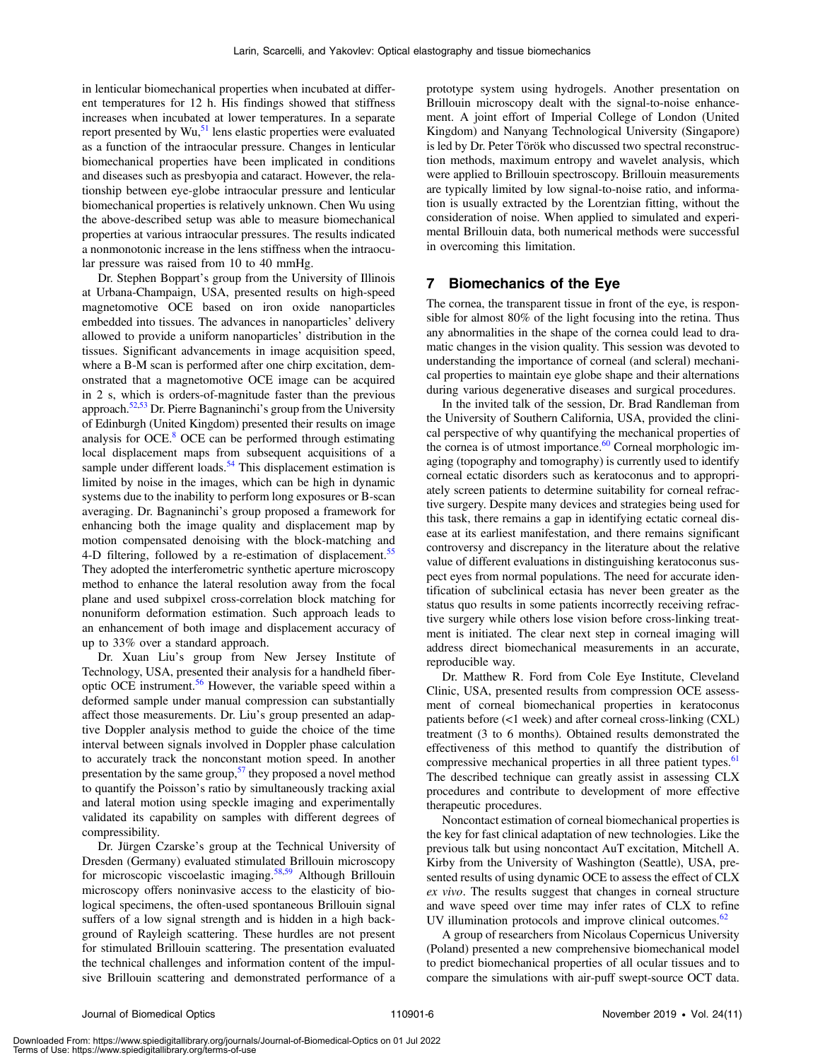in lenticular biomechanical properties when incubated at different temperatures for 12 h. His findings showed that stiffness increases when incubated at lower temperatures. In a separate report presented by Wu,[51] lens elastic properties were evaluated as a function of the intraocular pressure. Changes in lenticular biomechanical properties have been implicated in conditions and diseases such as presbyopia and cataract. However, the relationship between eye-globe intraocular pressure and lenticular biomechanical properties is relatively unknown. Chen Wu using the above-described setup was able to measure biomechanical properties at various intraocular pressures. The results indicated a nonmonotonic increase in the lens stiffness when the intraocular pressure was raised from 10 to 40 mmHg.

Dr. Stephen Boppart's group from the University of Illinois at Urbana-Champaign, USA, presented results on high-speed magnetomotive OCE based on iron oxide nanoparticles embedded into tissues. The advances in nanoparticles' delivery allowed to provide a uniform nanoparticles' distribution in the tissues. Significant advancements in image acquisition speed, where a B-M scan is performed after one chirp excitation, demonstrated that a magnetomotive OCE image can be acquired in 2 s, which is orders-of-magnitude faster than the previous approach.[52,53] Dr. Pierre Bagnaninchi's group from the University of Edinburgh (United Kingdom) presented their results on image analysis for OCE.[8] OCE can be performed through estimating local displacement maps from subsequent acquisitions of a sample under different loads.[54] This displacement estimation is limited by noise in the images, which can be high in dynamic systems due to the inability to perform long exposures or B-scan averaging. Dr. Bagnaninchi's group proposed a framework for enhancing both the image quality and displacement map by motion compensated denoising with the block-matching and 4-D filtering, followed by a re-estimation of displacement.[55] They adopted the interferometric synthetic aperture microscopy method to enhance the lateral resolution away from the focal plane and used subpixel cross-correlation block matching for nonuniform deformation estimation. Such approach leads to an enhancement of both image and displacement accuracy of up to 33% over a standard approach.

Dr. Xuan Liu's group from New Jersey Institute of Technology, USA, presented their analysis for a handheld fiber-optic OCE instrument.[56] However, the variable speed within a deformed sample under manual compression can substantially affect those measurements. Dr. Liu's group presented an adaptive Doppler analysis method to guide the choice of the time interval between signals involved in Doppler phase calculation to accurately track the nonconstant motion speed. In another presentation by the same group,[57] they proposed a novel method to quantify the Poisson's ratio by simultaneously tracking axial and lateral motion using speckle imaging and experimentally validated its capability on samples with different degrees of compressibility.

Dr. Jürgen Czarske's group at the Technical University of Dresden (Germany) evaluated stimulated Brillouin microscopy for microscopic viscoelastic imaging.[58,59] Although Brillouin microscopy offers noninvasive access to the elasticity of biological specimens, the often-used spontaneous Brillouin signal suffers of a low signal strength and is hidden in a high background of Rayleigh scattering. These hurdles are not present for stimulated Brillouin scattering. The presentation evaluated the technical challenges and information content of the impulsive Brillouin scattering and demonstrated performance of a prototype system using hydrogels. Another presentation on Brillouin microscopy dealt with the signal-to-noise enhancement. A joint effort of Imperial College of London (United Kingdom) and Nanyang Technological University (Singapore) is led by Dr. Peter Török who discussed two spectral reconstruction methods, maximum entropy and wavelet analysis, which were applied to Brillouin spectroscopy. Brillouin measurements are typically limited by low signal-to-noise ratio, and information is usually extracted by the Lorentzian fitting, without the consideration of noise. When applied to simulated and experimental Brillouin data, both numerical methods were successful in overcoming this limitation.

## 7 Biomechanics of the Eye

The cornea, the transparent tissue in front of the eye, is responsible for almost 80% of the light focusing into the retina. Thus any abnormalities in the shape of the cornea could lead to dramatic changes in the vision quality. This session was devoted to understanding the importance of corneal (and scleral) mechanical properties to maintain eye globe shape and their alternations during various degenerative diseases and surgical procedures.

In the invited talk of the session, Dr. Brad Randleman from the University of Southern California, USA, provided the clinical perspective of why quantifying the mechanical properties of the cornea is of utmost importance.[60] Corneal morphologic imaging (topography and tomography) is currently used to identify corneal ectatic disorders such as keratoconus and to appropriately screen patients to determine suitability for corneal refractive surgery. Despite many devices and strategies being used for this task, there remains a gap in identifying ectatic corneal disease at its earliest manifestation, and there remains significant controversy and discrepancy in the literature about the relative value of different evaluations in distinguishing keratoconus suspect eyes from normal populations. The need for accurate identification of subclinical ectasia has never been greater as the status quo results in some patients incorrectly receiving refractive surgery while others lose vision before cross-linking treatment is initiated. The clear next step in corneal imaging will address direct biomechanical measurements in an accurate, reproducible way.

Dr. Matthew R. Ford from Cole Eye Institute, Cleveland Clinic, USA, presented results from compression OCE assessment of corneal biomechanical properties in keratoconus patients before (<1 week) and after corneal cross-linking (CXL) treatment (3 to 6 months). Obtained results demonstrated the effectiveness of this method to quantify the distribution of compressive mechanical properties in all three patient types.[61] The described technique can greatly assist in assessing CLX procedures and contribute to development of more effective therapeutic procedures.

Noncontact estimation of corneal biomechanical properties is the key for fast clinical adaptation of new technologies. Like the previous talk but using noncontact AuT excitation, Mitchell A. Kirby from the University of Washington (Seattle), USA, presented results of using dynamic OCE to assess the effect of CLX *ex vivo*. The results suggest that changes in corneal structure and wave speed over time may infer rates of CLX to refine UV illumination protocols and improve clinical outcomes.[62]

A group of researchers from Nicolaus Copernicus University (Poland) presented a new comprehensive biomechanical model to predict biomechanical properties of all ocular tissues and to compare the simulations with air-puff swept-source OCT data.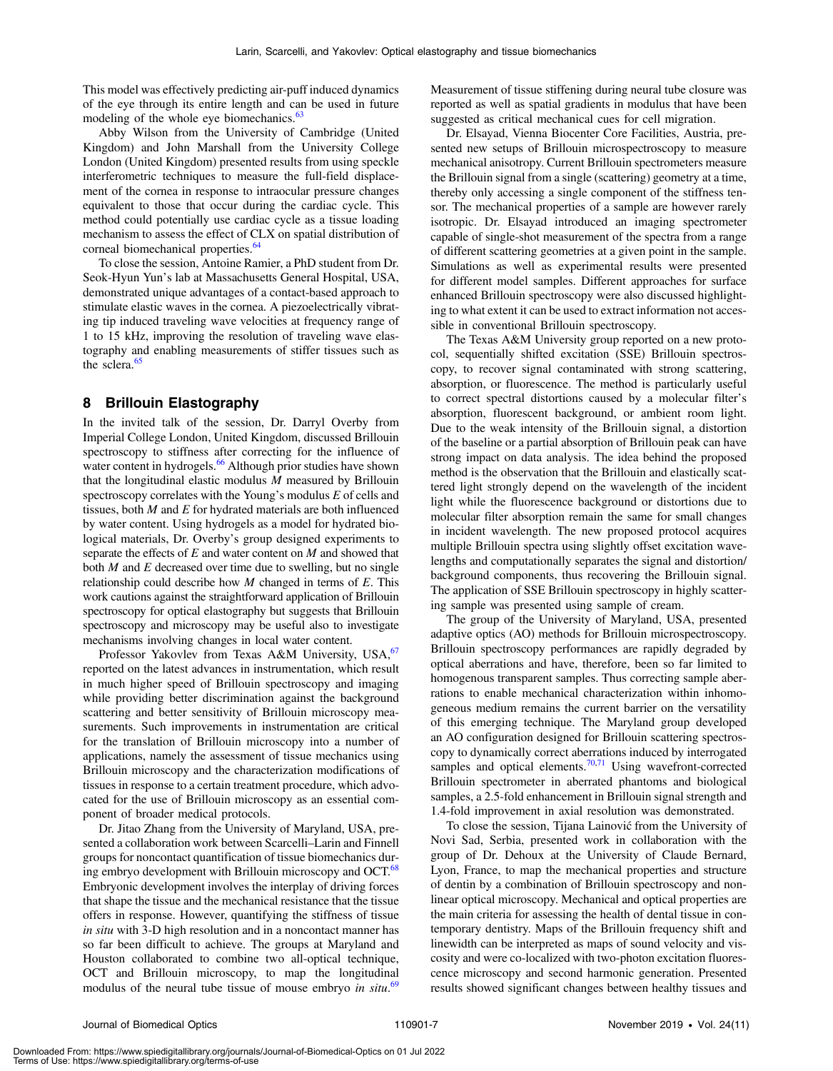This model was effectively predicting air-puff induced dynamics of the eye through its entire length and can be used in future modeling of the whole eye biomechanics.[63]

Abby Wilson from the University of Cambridge (United Kingdom) and John Marshall from the University College London (United Kingdom) presented results from using speckle interferometric techniques to measure the full-field displacement of the cornea in response to intraocular pressure changes equivalent to those that occur during the cardiac cycle. This method could potentially use cardiac cycle as a tissue loading mechanism to assess the effect of CLX on spatial distribution of corneal biomechanical properties.[64]

To close the session, Antoine Ramier, a PhD student from Dr. Seok-Hyun Yun's lab at Massachusetts General Hospital, USA, demonstrated unique advantages of a contact-based approach to stimulate elastic waves in the cornea. A piezoelectrically vibrating tip induced traveling wave velocities at frequency range of 1 to 15 kHz, improving the resolution of traveling wave elastography and enabling measurements of stiffer tissues such as the sclera.[65]

## 8 Brillouin Elastography

In the invited talk of the session, Dr. Darryl Overby from Imperial College London, United Kingdom, discussed Brillouin spectroscopy to stiffness after correcting for the influence of water content in hydrogels.[66] Although prior studies have shown that the longitudinal elastic modulus $M$ measured by Brillouin spectroscopy correlates with the Young's modulus $E$ of cells and tissues, both $M$ and $E$ for hydrated materials are both influenced by water content. Using hydrogels as a model for hydrated biological materials, Dr. Overby's group designed experiments to separate the effects of $E$ and water content on $M$ and showed that both $M$ and $E$ decreased over time due to swelling, but no single relationship could describe how $M$ changed in terms of $E$. This work cautions against the straightforward application of Brillouin spectroscopy for optical elastography but suggests that Brillouin spectroscopy and microscopy may be useful also to investigate mechanisms involving changes in local water content.

Professor Yakovlev from Texas A&M University, USA,[67] reported on the latest advances in instrumentation, which result in much higher speed of Brillouin spectroscopy and imaging while providing better discrimination against the background scattering and better sensitivity of Brillouin microscopy measurements. Such improvements in instrumentation are critical for the translation of Brillouin microscopy into a number of applications, namely the assessment of tissue mechanics using Brillouin microscopy and the characterization modifications of tissues in response to a certain treatment procedure, which advocated for the use of Brillouin microscopy as an essential component of broader medical protocols.

Dr. Jitao Zhang from the University of Maryland, USA, presented a collaboration work between Scarcelli–Larin and Finnell groups for noncontact quantification of tissue biomechanics during embryo development with Brillouin microscopy and OCT.[68] Embryonic development involves the interplay of driving forces that shape the tissue and the mechanical resistance that the tissue offers in response. However, quantifying the stiffness of tissue *in situ* with 3-D high resolution and in a noncontact manner has so far been difficult to achieve. The groups at Maryland and Houston collaborated to combine two all-optical technique, OCT and Brillouin microscopy, to map the longitudinal modulus of the neural tube tissue of mouse embryo *in situ*.[69] Measurement of tissue stiffening during neural tube closure was reported as well as spatial gradients in modulus that have been suggested as critical mechanical cues for cell migration.

Dr. Elsayad, Vienna Biocenter Core Facilities, Austria, presented new setups of Brillouin microspectroscopy to measure mechanical anisotropy. Current Brillouin spectrometers measure the Brillouin signal from a single (scattering) geometry at a time, thereby only accessing a single component of the stiffness tensor. The mechanical properties of a sample are however rarely isotropic. Dr. Elsayad introduced an imaging spectrometer capable of single-shot measurement of the spectra from a range of different scattering geometries at a given point in the sample. Simulations as well as experimental results were presented for different model samples. Different approaches for surface enhanced Brillouin spectroscopy were also discussed highlighting to what extent it can be used to extract information not accessible in conventional Brillouin spectroscopy.

The Texas A&M University group reported on a new protocol, sequentially shifted excitation (SSE) Brillouin spectroscopy, to recover signal contaminated with strong scattering, absorption, or fluorescence. The method is particularly useful to correct spectral distortions caused by a molecular filter's absorption, fluorescent background, or ambient room light. Due to the weak intensity of the Brillouin signal, a distortion of the baseline or a partial absorption of Brillouin peak can have strong impact on data analysis. The idea behind the proposed method is the observation that the Brillouin and elastically scattered light strongly depend on the wavelength of the incident light while the fluorescence background or distortions due to molecular filter absorption remain the same for small changes in incident wavelength. The new proposed protocol acquires multiple Brillouin spectra using slightly offset excitation wavelengths and computationally separates the signal and distortion/background components, thus recovering the Brillouin signal. The application of SSE Brillouin spectroscopy in highly scattering sample was presented using sample of cream.

The group of the University of Maryland, USA, presented adaptive optics (AO) methods for Brillouin microspectroscopy. Brillouin spectroscopy performances are rapidly degraded by optical aberrations and have, therefore, been so far limited to homogenous transparent samples. Thus correcting sample aberrations to enable mechanical characterization within inhomogeneous medium remains the current barrier on the versatility of this emerging technique. The Maryland group developed an AO configuration designed for Brillouin scattering spectroscopy to dynamically correct aberrations induced by interrogated samples and optical elements.[70,71] Using wavefront-corrected Brillouin spectrometer in aberrated phantoms and biological samples, a 2.5-fold enhancement in Brillouin signal strength and 1.4-fold improvement in axial resolution was demonstrated.

To close the session, Tijana Lainović from the University of Novi Sad, Serbia, presented work in collaboration with the group of Dr. Dehoux at the University of Claude Bernard, Lyon, France, to map the mechanical properties and structure of dentin by a combination of Brillouin spectroscopy and nonlinear optical microscopy. Mechanical and optical properties are the main criteria for assessing the health of dental tissue in contemporary dentistry. Maps of the Brillouin frequency shift and linewidth can be interpreted as maps of sound velocity and viscosity and were co-localized with two-photon excitation fluorescence microscopy and second harmonic generation. Presented results showed significant changes between healthy tissues and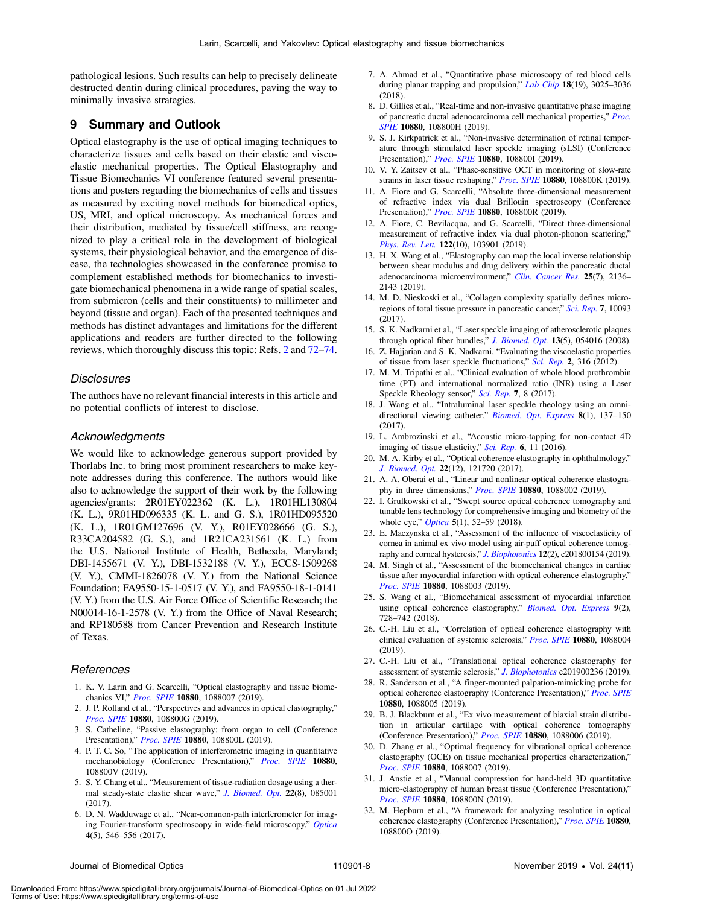pathological lesions. Such results can help to precisely delineate destructed dentin during clinical procedures, paving the way to minimally invasive strategies.

## 9 Summary and Outlook

Optical elastography is the use of optical imaging techniques to characterize tissues and cells based on their elastic and viscoelastic mechanical properties. The Optical Elastography and Tissue Biomechanics VI conference featured several presentations and posters regarding the biomechanics of cells and tissues as measured by exciting novel methods for biomedical optics, US, MRI, and optical microscopy. As mechanical forces and their distribution, mediated by tissue/cell stiffness, are recognized to play a critical role in the development of biological systems, their physiological behavior, and the emergence of disease, the technologies showcased in the conference promise to complement established methods for biomechanics to investigate biomechanical phenomena in a wide range of spatial scales, from submicron (cells and their constituents) to millimeter and beyond (tissue and organ). Each of the presented techniques and methods has distinct advantages and limitations for the different applications and readers are further directed to the following reviews, which thoroughly discuss this topic: Refs. 2 and 72–74.

### Disclosures

The authors have no relevant financial interests in this article and no potential conflicts of interest to disclose.

### Acknowledgments

We would like to acknowledge generous support provided by Thorlabs Inc. to bring most prominent researchers to make keynote addresses during this conference. The authors would like also to acknowledge the support of their work by the following agencies/grants: 2R01EY022362 (K. L.), 1R01HL130804 (K. L.), 9R01HD096335 (K. L. and G. S.), 1R01HD095520 (K. L.), 1R01GM127696 (V. Y.), R01EY028666 (G. S.), R33CA204582 (G. S.), and 1R21CA231561 (K. L.) from the U.S. National Institute of Health, Bethesda, Maryland; DBI-1455671 (V. Y.), DBI-1532188 (V. Y.), ECCS-1509268 (V. Y.), CMMI-1826078 (V. Y.) from the National Science Foundation; FA9550-15-1-0517 (V. Y.), and FA9550-18-1-0141 (V. Y.) from the U.S. Air Force Office of Scientific Research; the N00014-16-1-2578 (V. Y.) from the Office of Naval Research; and RP180588 from Cancer Prevention and Research Institute of Texas.

### References

1. K. V. Larin and G. Scarcelli, "Optical elastography and tissue biomechanics VI," *Proc. SPIE* **10880**, 1088007 (2019).
2. J. P. Rolland et al., "Perspectives and advances in optical elastography," *Proc. SPIE* **10880**, 108800G (2019).
3. S. Catheline, "Passive elastography: from organ to cell (Conference Presentation)," *Proc. SPIE* **10880**, 108800L (2019).
4. P. T. C. So, "The application of interferometric imaging in quantitative mechanobiology (Conference Presentation)," *Proc. SPIE* **10880**, 108800V (2019).
5. S. Y. Chang et al., "Measurement of tissue-radiation dosage using a thermal steady-state elastic shear wave," *J. Biomed. Opt.* **22**(8), 085001 (2017).
6. D. N. Wadduwage et al., "Near-common-path interferometer for imaging Fourier-transform spectroscopy in wide-field microscopy," *Optica* **4**(5), 546–556 (2017).
7. A. Ahmad et al., "Quantitative phase microscopy of red blood cells during planar trapping and propulsion," *Lab Chip* **18**(19), 3025–3036 (2018).
8. D. Gillies et al., "Real-time and non-invasive quantitative phase imaging of pancreatic ductal adenocarcinoma cell mechanical properties," *Proc. SPIE* **10880**, 108800H (2019).
9. S. J. Kirkpatrick et al., "Non-invasive determination of retinal temperature through stimulated laser speckle imaging (sLSI) (Conference Presentation)," *Proc. SPIE* **10880**, 108800I (2019).
10. V. Y. Zaitsev et al., "Phase-sensitive OCT in monitoring of slow-rate strains in laser tissue reshaping," *Proc. SPIE* **10880**, 108800K (2019).
11. A. Fiore and G. Scarcelli, "Absolute three-dimensional measurement of refractive index via dual Brillouin spectroscopy (Conference Presentation)," *Proc. SPIE* **10880**, 108800R (2019).
12. A. Fiore, C. Bevilacqua, and G. Scarcelli, "Direct three-dimensional measurement of refractive index via dual photon-phonon scattering," *Phys. Rev. Lett.* **122**(10), 103901 (2019).
13. H. X. Wang et al., "Elastography can map the local inverse relationship between shear modulus and drug delivery within the pancreatic ductal adenocarcinoma microenvironment," *Clin. Cancer Res.* **25**(7), 2136–2143 (2019).
14. M. D. Nieskoski et al., "Collagen complexity spatially defines microregions of total tissue pressure in pancreatic cancer," *Sci. Rep.* **7**, 10093 (2017).
15. S. K. Nadkarni et al., "Laser speckle imaging of atherosclerotic plaques through optical fiber bundles," *J. Biomed. Opt.* **13**(5), 054016 (2008).
16. Z. Hajjarian and S. K. Nadkarni, "Evaluating the viscoelastic properties of tissue from laser speckle fluctuations," *Sci. Rep.* **2**, 316 (2012).
17. M. M. Tripathi et al., "Clinical evaluation of whole blood prothrombin time (PT) and international normalized ratio (INR) using a Laser Speckle Rheology sensor," *Sci. Rep.* **7**, 8 (2017).
18. J. Wang et al., "Intraluminal laser speckle rheology using an omnidirectional viewing catheter," *Biomed. Opt. Express* **8**(1), 137–150 (2017).
19. L. Ambrozinski et al., "Acoustic micro-tapping for non-contact 4D imaging of tissue elasticity," *Sci. Rep.* **6**, 11 (2016).
20. M. A. Kirby et al., "Optical coherence elastography in ophthalmology," *J. Biomed. Opt.* **22**(12), 121720 (2017).
21. A. A. Oberai et al., "Linear and nonlinear optical coherence elastography in three dimensions," *Proc. SPIE* **10880**, 1088002 (2019).
22. I. Grulkowski et al., "Swept source optical coherence tomography and tunable lens technology for comprehensive imaging and biometry of the whole eye," *Optica* **5**(1), 52–59 (2018).
23. E. Maczynska et al., "Assessment of the influence of viscoelasticity of cornea in animal ex vivo model using air-puff optical coherence tomography and corneal hysteresis," *J. Biophotonics* **12**(2), e201800154 (2019).
24. M. Singh et al., "Assessment of the biomechanical changes in cardiac tissue after myocardial infarction with optical coherence elastography," *Proc. SPIE* **10880**, 1088003 (2019).
25. S. Wang et al., "Biomechanical assessment of myocardial infarction using optical coherence elastography," *Biomed. Opt. Express* **9**(2), 728–742 (2018).
26. C.-H. Liu et al., "Correlation of optical coherence elastography with clinical evaluation of systemic sclerosis," *Proc. SPIE* **10880**, 1088004 (2019).
27. C.-H. Liu et al., "Translational optical coherence elastography for assessment of systemic sclerosis," *J. Biophotonics* e201900236 (2019).
28. R. Sanderson et al., "A finger-mounted palpation-mimicking probe for optical coherence elastography (Conference Presentation)," *Proc. SPIE* **10880**, 1088005 (2019).
29. B. J. Blackburn et al., "Ex vivo measurement of biaxial strain distribution in articular cartilage with optical coherence tomography (Conference Presentation)," *Proc. SPIE* **10880**, 1088006 (2019).
30. D. Zhang et al., "Optimal frequency for vibrational optical coherence elastography (OCE) on tissue mechanical properties characterization," *Proc. SPIE* **10880**, 1088007 (2019).
31. J. Anstie et al., "Manual compression for hand-held 3D quantitative micro-elastography of human breast tissue (Conference Presentation)," *Proc. SPIE* **10880**, 108800N (2019).
32. M. Hepburn et al., "A framework for analyzing resolution in optical coherence elastography (Conference Presentation)," *Proc. SPIE* **10880**, 108800O (2019).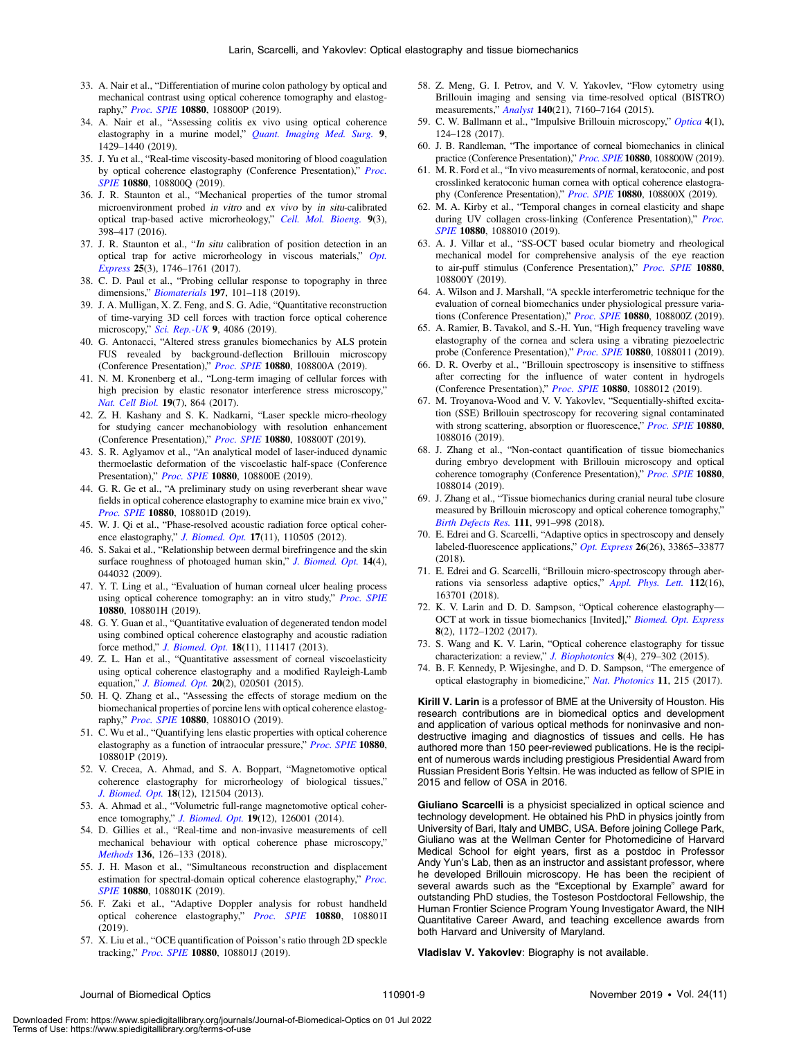33. A. Nair et al., "Differentiation of murine colon pathology by optical and mechanical contrast using optical coherence tomography and elastography," *Proc. SPIE* **10880**, 108800P (2019).
34. A. Nair et al., "Assessing colitis ex vivo using optical coherence elastography in a murine model," *Quant. Imaging Med. Surg.* **9**, 1429–1440 (2019).
35. J. Yu et al., "Real-time viscosity-based monitoring of blood coagulation by optical coherence elastography (Conference Presentation)," *Proc. SPIE* **10880**, 108800Q (2019).
36. J. R. Staunton et al., "Mechanical properties of the tumor stromal microenvironment probed *in vitro* and *ex vivo* by *in situ*-calibrated optical trap-based active microrheology," *Cell. Mol. Bioeng.* **9**(3), 398–417 (2016).
37. J. R. Staunton et al., "*In situ* calibration of position detection in an optical trap for active microrheology in viscous materials," *Opt. Express* **25**(3), 1746–1761 (2017).
38. C. D. Paul et al., "Probing cellular response to topography in three dimensions," *Biomaterials* **197**, 101–118 (2019).
39. J. A. Mulligan, X. Z. Feng, and S. G. Adie, "Quantitative reconstruction of time-varying 3D cell forces with traction force optical coherence microscopy," *Sci. Rep.-UK* **9**, 4086 (2019).
40. G. Antonacci, "Altered stress granules biomechanics by ALS protein FUS revealed by background-deflection Brillouin microscopy (Conference Presentation)," *Proc. SPIE* **10880**, 108800A (2019).
41. N. M. Kronenberg et al., "Long-term imaging of cellular forces with high precision by elastic resonator interference stress microscopy," *Nat. Cell Biol.* **19**(7), 864 (2017).
42. Z. H. Kashany and S. K. Nadkarni, "Laser speckle micro-rheology for studying cancer mechanobiology with resolution enhancement (Conference Presentation)," *Proc. SPIE* **10880**, 108800T (2019).
43. S. R. Aglyamov et al., "An analytical model of laser-induced dynamic thermoelastic deformation of the viscoelastic half-space (Conference Presentation)," *Proc. SPIE* **10880**, 108800E (2019).
44. G. R. Ge et al., "A preliminary study on using reverberant shear wave fields in optical coherence elastography to examine mice brain ex vivo," *Proc. SPIE* **10880**, 108801D (2019).
45. W. J. Qi et al., "Phase-resolved acoustic radiation force optical coherence elastography," *J. Biomed. Opt.* **17**(11), 110505 (2012).
46. S. Sakai et al., "Relationship between dermal birefringence and the skin surface roughness of photoaged human skin," *J. Biomed. Opt.* **14**(4), 044032 (2009).
47. Y. T. Ling et al., "Evaluation of human corneal ulcer healing process using optical coherence tomography: an in vitro study," *Proc. SPIE* **10880**, 108801H (2019).
48. G. Y. Guan et al., "Quantitative evaluation of degenerated tendon model using combined optical coherence elastography and acoustic radiation force method," *J. Biomed. Opt.* **18**(11), 111417 (2013).
49. Z. L. Han et al., "Quantitative assessment of corneal viscoelasticity using optical coherence elastography and a modified Rayleigh-Lamb equation," *J. Biomed. Opt.* **20**(2), 020501 (2015).
50. H. Q. Zhang et al., "Assessing the effects of storage medium on the biomechanical properties of porcine lens with optical coherence elastography," *Proc. SPIE* **10880**, 108801O (2019).
51. C. Wu et al., "Quantifying lens elastic properties with optical coherence elastography as a function of intraocular pressure," *Proc. SPIE* **10880**, 108801P (2019).
52. V. Crecea, A. Ahmad, and S. A. Boppart, "Magnetomotive optical coherence elastography for microrheology of biological tissues," *J. Biomed. Opt.* **18**(12), 121504 (2013).
53. A. Ahmad et al., "Volumetric full-range magnetomotive optical coherence tomography," *J. Biomed. Opt.* **19**(12), 126001 (2014).
54. D. Gillies et al., "Real-time and non-invasive measurements of cell mechanical behaviour with optical coherence phase microscopy," *Methods* **136**, 126–133 (2018).
55. J. H. Mason et al., "Simultaneous reconstruction and displacement estimation for spectral-domain optical coherence elastography," *Proc. SPIE* **10880**, 108801K (2019).
56. F. Zaki et al., "Adaptive Doppler analysis for robust handheld optical coherence elastography," *Proc. SPIE* **10880**, 108801I (2019).
57. X. Liu et al., "OCE quantification of Poisson's ratio through 2D speckle tracking," *Proc. SPIE* **10880**, 108801J (2019).
58. Z. Meng, G. I. Petrov, and V. V. Yakovlev, "Flow cytometry using Brillouin imaging and sensing via time-resolved optical (BISTRO) measurements," *Analyst* **140**(21), 7160–7164 (2015).
59. C. W. Ballmann et al., "Impulsive Brillouin microscopy," *Optica* **4**(1), 124–128 (2017).
60. J. B. Randleman, "The importance of corneal biomechanics in clinical practice (Conference Presentation)," *Proc. SPIE* **10880**, 108800W (2019).
61. M. R. Ford et al., "In vivo measurements of normal, keratoconic, and post crosslinked keratoconic human cornea with optical coherence elastography (Conference Presentation)," *Proc. SPIE* **10880**, 108800X (2019).
62. M. A. Kirby et al., "Temporal changes in corneal elasticity and shape during UV collagen cross-linking (Conference Presentation)," *Proc. SPIE* **10880**, 1088010 (2019).
63. A. J. Villar et al., "SS-OCT based ocular biometry and rheological mechanical model for comprehensive analysis of the eye reaction to air-puff stimulus (Conference Presentation)," *Proc. SPIE* **10880**, 108800Y (2019).
64. A. Wilson and J. Marshall, "A speckle interferometric technique for the evaluation of corneal biomechanics under physiological pressure variations (Conference Presentation)," *Proc. SPIE* **10880**, 108800Z (2019).
65. A. Ramier, B. Tavakol, and S.-H. Yun, "High frequency traveling wave elastography of the cornea and sclera using a vibrating piezoelectric probe (Conference Presentation)," *Proc. SPIE* **10880**, 1088011 (2019).
66. D. R. Overby et al., "Brillouin spectroscopy is insensitive to stiffness after correcting for the influence of water content in hydrogels (Conference Presentation)," *Proc. SPIE* **10880**, 1088012 (2019).
67. M. Troyanova-Wood and V. V. Yakovlev, "Sequentially-shifted excitation (SSE) Brillouin spectroscopy for recovering signal contaminated with strong scattering, absorption or fluorescence," *Proc. SPIE* **10880**, 1088016 (2019).
68. J. Zhang et al., "Non-contact quantification of tissue biomechanics during embryo development with Brillouin microscopy and optical coherence tomography (Conference Presentation)," *Proc. SPIE* **10880**, 1088014 (2019).
69. J. Zhang et al., "Tissue biomechanics during cranial neural tube closure measured by Brillouin microscopy and optical coherence tomography," *Birth Defects Res.* **111**, 991–998 (2018).
70. E. Edrei and G. Scarcelli, "Adaptive optics in spectroscopy and densely labeled-fluorescence applications," *Opt. Express* **26**(26), 33865–33877 (2018).
71. E. Edrei and G. Scarcelli, "Brillouin micro-spectroscopy through aberrations via sensorless adaptive optics," *Appl. Phys. Lett.* **112**(16), 163701 (2018).
72. K. V. Larin and D. D. Sampson, "Optical coherence elastography—OCT at work in tissue biomechanics [Invited]," *Biomed. Opt. Express* **8**(2), 1172–1202 (2017).
73. S. Wang and K. V. Larin, "Optical coherence elastography for tissue characterization: a review," *J. Biophotonics* **8**(4), 279–302 (2015).
74. B. F. Kennedy, P. Wijesinghe, and D. D. Sampson, "The emergence of optical elastography in biomedicine," *Nat. Photonics* **11**, 215 (2017).

**Kirill V. Larin** is a professor of BME at the University of Houston. His research contributions are in biomedical optics and development and application of various optical methods for noninvasive and nondestructive imaging and diagnostics of tissues and cells. He has authored more than 150 peer-reviewed publications. He is the recipient of numerous wards including prestigious Presidential Award from Russian President Boris Yeltsin. He was inducted as fellow of SPIE in 2015 and fellow of OSA in 2016.

**Giuliano Scarcelli** is a physicist specialized in optical science and technology development. He obtained his PhD in physics jointly from University of Bari, Italy and UMBC, USA. Before joining College Park, Giuliano was at the Wellman Center for Photomedicine of Harvard Medical School for eight years, first as a postdoc in Professor Andy Yun's Lab, then as an instructor and assistant professor, where he developed Brillouin microscopy. He has been the recipient of several awards such as the "Exceptional by Example" award for outstanding PhD studies, the Tosteson Postdoctoral Fellowship, the Human Frontier Science Program Young Investigator Award, the NIH Quantitative Career Award, and teaching excellence awards from both Harvard and University of Maryland.

**Vladislav V. Yakovlev**: Biography is not available.